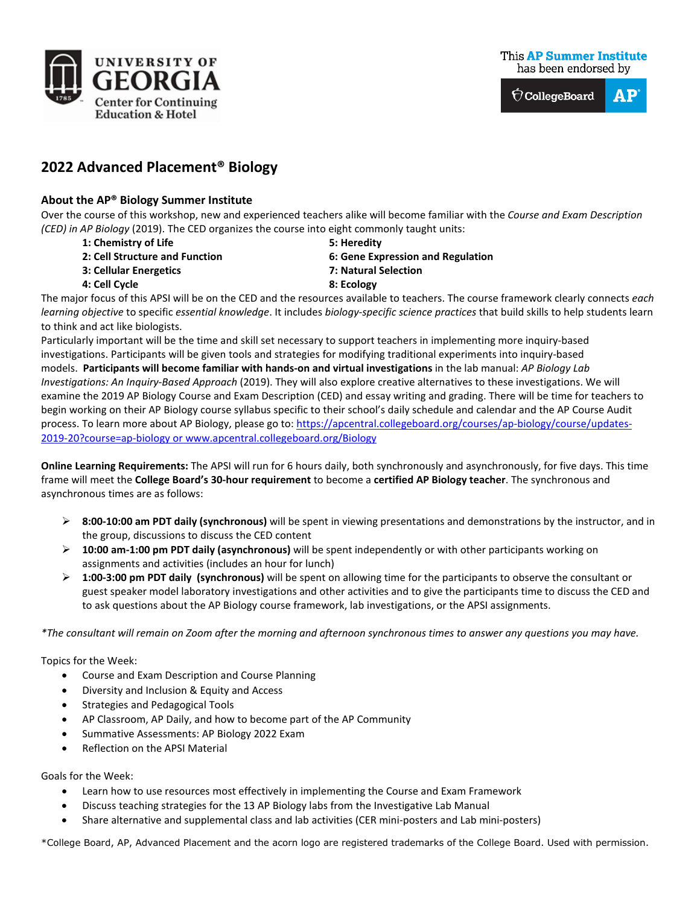UNIVERSITY OF GEORGIA
Center for Continuing Education & Hotel

This **AP Summer Institute** has been endorsed by CollegeBoard AP

# 2022 Advanced Placement® Biology

## About the AP® Biology Summer Institute

Over the course of this workshop, new and experienced teachers alike will become familiar with the *Course and Exam Description (CED) in AP Biology* (2019). The CED organizes the course into eight commonly taught units:

- **1: Chemistry of Life**
- **2: Cell Structure and Function**
- **3: Cellular Energetics**
- **4: Cell Cycle**
- **5: Heredity**
- **6: Gene Expression and Regulation**
- **7: Natural Selection**
- **8: Ecology**

The major focus of this APSI will be on the CED and the resources available to teachers. The course framework clearly connects *each learning objective* to specific *essential knowledge*. It includes *biology-specific science practices* that build skills to help students learn to think and act like biologists.

Particularly important will be the time and skill set necessary to support teachers in implementing more inquiry-based investigations. Participants will be given tools and strategies for modifying traditional experiments into inquiry-based models. **Participants will become familiar with hands-on and virtual investigations** in the lab manual: *AP Biology Lab Investigations: An Inquiry-Based Approach* (2019). They will also explore creative alternatives to these investigations. We will examine the 2019 AP Biology Course and Exam Description (CED) and essay writing and grading. There will be time for teachers to begin working on their AP Biology course syllabus specific to their school's daily schedule and calendar and the AP Course Audit process. To learn more about AP Biology, please go to: https://apcentral.collegeboard.org/courses/ap-biology/course/updates-2019-20?course=ap-biology or www.apcentral.collegeboard.org/Biology

**Online Learning Requirements:** The APSI will run for 6 hours daily, both synchronously and asynchronously, for five days. This time frame will meet the **College Board's 30-hour requirement** to become a **certified AP Biology teacher**. The synchronous and asynchronous times are as follows:

- **8:00-10:00 am PDT daily (synchronous)** will be spent in viewing presentations and demonstrations by the instructor, and in the group, discussions to discuss the CED content
- **10:00 am-1:00 pm PDT daily (asynchronous)** will be spent independently or with other participants working on assignments and activities (includes an hour for lunch)
- **1:00-3:00 pm PDT daily (synchronous)** will be spent on allowing time for the participants to observe the consultant or guest speaker model laboratory investigations and other activities and to give the participants time to discuss the CED and to ask questions about the AP Biology course framework, lab investigations, or the APSI assignments.

*\*The consultant will remain on Zoom after the morning and afternoon synchronous times to answer any questions you may have.*

Topics for the Week:

- Course and Exam Description and Course Planning
- Diversity and Inclusion & Equity and Access
- Strategies and Pedagogical Tools
- AP Classroom, AP Daily, and how to become part of the AP Community
- Summative Assessments: AP Biology 2022 Exam
- Reflection on the APSI Material

Goals for the Week:

- Learn how to use resources most effectively in implementing the Course and Exam Framework
- Discuss teaching strategies for the 13 AP Biology labs from the Investigative Lab Manual
- Share alternative and supplemental class and lab activities (CER mini-posters and Lab mini-posters)

*College Board, AP, Advanced Placement and the acorn logo are registered trademarks of the College Board. Used with permission.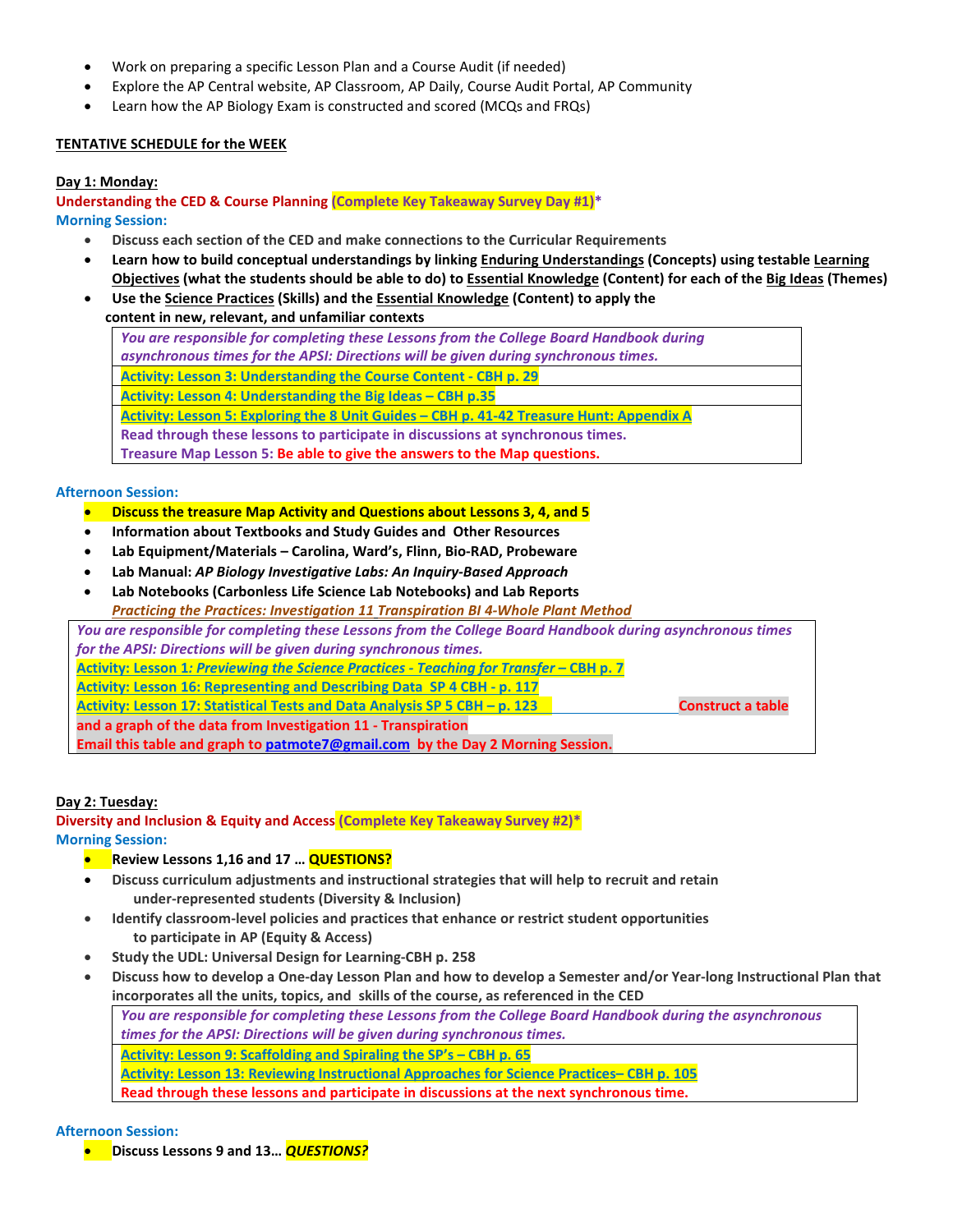- Work on preparing a specific Lesson Plan and a Course Audit (if needed)
- Explore the AP Central website, AP Classroom, AP Daily, Course Audit Portal, AP Community
- Learn how the AP Biology Exam is constructed and scored (MCQs and FRQs)

**TENTATIVE SCHEDULE for the WEEK**

**Day 1: Monday:**

**Understanding the CED & Course Planning (Complete Key Takeaway Survey Day #1)***

**Morning Session:**

- **Discuss each section of the CED and make connections to the Curricular Requirements**
- **Learn how to build conceptual understandings by linking Enduring Understandings (Concepts) using testable Learning Objectives (what the students should be able to do) to Essential Knowledge (Content) for each of the Big Ideas (Themes)**
- **Use the Science Practices (Skills) and the Essential Knowledge (Content) to apply the content in new, relevant, and unfamiliar contexts**

| *You are responsible for completing these Lessons from the College Board Handbook during asynchronous times for the APSI: Directions will be given during synchronous times.* |
|---|
| **Activity: Lesson 3: Understanding the Course Content - CBH p. 29** |
| **Activity: Lesson 4: Understanding the Big Ideas – CBH p.35** |
| **Activity: Lesson 5: Exploring the 8 Unit Guides – CBH p. 41-42 Treasure Hunt: Appendix A** <br> **Read through these lessons to participate in discussions at synchronous times.** <br> **Treasure Map Lesson 5: Be able to give the answers to the Map questions.** |

**Afternoon Session:**

- **Discuss the treasure Map Activity and Questions about Lessons 3, 4, and 5**
- **Information about Textbooks and Study Guides and Other Resources**
- **Lab Equipment/Materials – Carolina, Ward's, Flinn, Bio-RAD, Probeware**
- **Lab Manual: *AP Biology Investigative Labs: An Inquiry-Based Approach***
- **Lab Notebooks (Carbonless Life Science Lab Notebooks) and Lab Reports**
  ***Practicing the Practices: Investigation 11 Transpiration BI 4-Whole Plant Method***

| *You are responsible for completing these Lessons from the College Board Handbook during asynchronous times for the APSI: Directions will be given during synchronous times.* |
|---|
| **Activity: Lesson 1: *Previewing the Science Practices - Teaching for Transfer* – CBH p. 7** <br> **Activity: Lesson 16: Representing and Describing Data SP 4 CBH - p. 117** <br> **Activity: Lesson 17: Statistical Tests and Data Analysis SP 5 CBH – p. 123** **Construct a table and a graph of the data from Investigation 11 - Transpiration** <br> **Email this table and graph to patmote7@gmail.com by the Day 2 Morning Session.** |

**Day 2: Tuesday:**

**Diversity and Inclusion & Equity and Access (Complete Key Takeaway Survey #2)***

**Morning Session:**

- **Review Lessons 1,16 and 17 … QUESTIONS?**
- **Discuss curriculum adjustments and instructional strategies that will help to recruit and retain under-represented students (Diversity & Inclusion)**
- **Identify classroom-level policies and practices that enhance or restrict student opportunities to participate in AP (Equity & Access)**
- **Study the UDL: Universal Design for Learning-CBH p. 258**
- **Discuss how to develop a One-day Lesson Plan and how to develop a Semester and/or Year-long Instructional Plan that incorporates all the units, topics, and skills of the course, as referenced in the CED**

| *You are responsible for completing these Lessons from the College Board Handbook during the asynchronous times for the APSI: Directions will be given during synchronous times.* |
|---|
| **Activity: Lesson 9: Scaffolding and Spiraling the SP's – CBH p. 65** <br> **Activity: Lesson 13: Reviewing Instructional Approaches for Science Practices– CBH p. 105** <br> **Read through these lessons and participate in discussions at the next synchronous time.** |

**Afternoon Session:**

- **Discuss Lessons 9 and 13… *QUESTIONS?***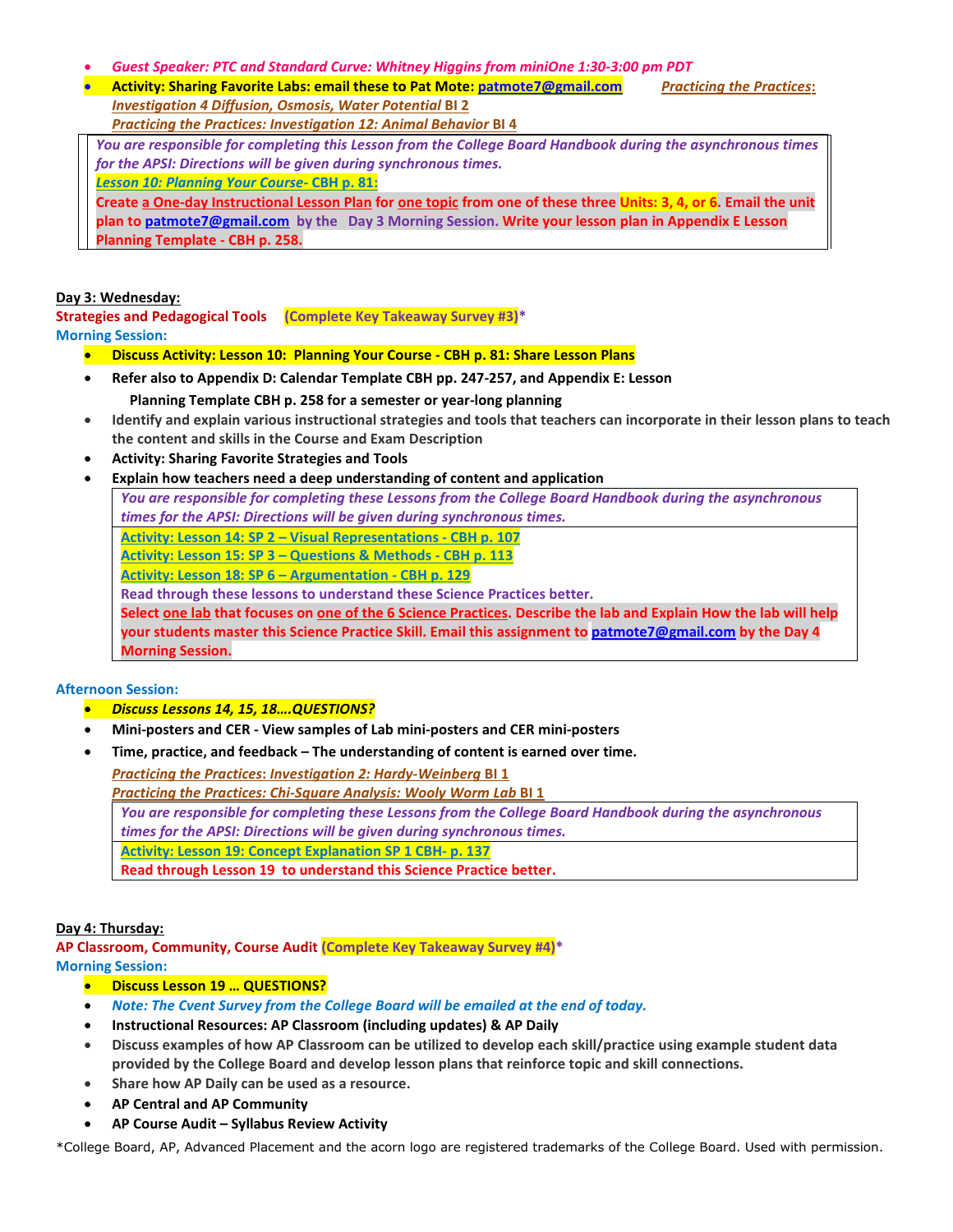- *Guest Speaker: PTC and Standard Curve: Whitney Higgins from miniOne 1:30-3:00 pm PDT*
- **Activity: Sharing Favorite Labs: email these to Pat Mote: patmote7@gmail.com** *Practicing the Practices: Investigation 4 Diffusion, Osmosis, Water Potential* BI 2
  *Practicing the Practices: Investigation 12: Animal Behavior* BI 4

| |
|---|
| *You are responsible for completing this Lesson from the College Board Handbook during the asynchronous times for the APSI: Directions will be given during synchronous times.* <br> *Lesson 10: Planning Your Course-* CBH p. 81: <br> **Create a One-day Instructional Lesson Plan for one topic from one of these three Units: 3, 4, or 6. Email the unit plan to patmote7@gmail.com by the Day 3 Morning Session. Write your lesson plan in Appendix E Lesson Planning Template - CBH p. 258.** |

**Day 3: Wednesday:**

**Strategies and Pedagogical Tools (Complete Key Takeaway Survey #3)***

**Morning Session:**

- **Discuss Activity: Lesson 10: Planning Your Course - CBH p. 81: Share Lesson Plans**
- **Refer also to Appendix D: Calendar Template CBH pp. 247-257, and Appendix E: Lesson Planning Template CBH p. 258 for a semester or year-long planning**
- **Identify and explain various instructional strategies and tools that teachers can incorporate in their lesson plans to teach the content and skills in the Course and Exam Description**
- **Activity: Sharing Favorite Strategies and Tools**
- **Explain how teachers need a deep understanding of content and application**

| |
|---|
| *You are responsible for completing these Lessons from the College Board Handbook during the asynchronous times for the APSI: Directions will be given during synchronous times.* |
| **Activity: Lesson 14: SP 2 – Visual Representations - CBH p. 107** <br> **Activity: Lesson 15: SP 3 – Questions & Methods - CBH p. 113** <br> **Activity: Lesson 18: SP 6 – Argumentation - CBH p. 129** <br> **Read through these lessons to understand these Science Practices better.** <br> **Select one lab that focuses on one of the 6 Science Practices. Describe the lab and Explain How the lab will help your students master this Science Practice Skill. Email this assignment to patmote7@gmail.com by the Day 4 Morning Session.** |

**Afternoon Session:**

- ***Discuss Lessons 14, 15, 18….QUESTIONS?***
- **Mini-posters and CER - View samples of Lab mini-posters and CER mini-posters**
- **Time, practice, and feedback – The understanding of content is earned over time.**

  *Practicing the Practices: Investigation 2: Hardy-Weinberg* BI 1
  *Practicing the Practices: Chi-Square Analysis: Wooly Worm Lab* BI 1

| |
|---|
| *You are responsible for completing these Lessons from the College Board Handbook during the asynchronous times for the APSI: Directions will be given during synchronous times.* |
| **Activity: Lesson 19: Concept Explanation SP 1 CBH- p. 137** <br> **Read through Lesson 19 to understand this Science Practice better.** |

**Day 4: Thursday:**

**AP Classroom, Community, Course Audit (Complete Key Takeaway Survey #4)***

**Morning Session:**

- **Discuss Lesson 19 … QUESTIONS?**
- *Note: The Cvent Survey from the College Board will be emailed at the end of today.*
- **Instructional Resources: AP Classroom (including updates) & AP Daily**
- **Discuss examples of how AP Classroom can be utilized to develop each skill/practice using example student data provided by the College Board and develop lesson plans that reinforce topic and skill connections.**
- **Share how AP Daily can be used as a resource.**
- **AP Central and AP Community**
- **AP Course Audit – Syllabus Review Activity**

*College Board, AP, Advanced Placement and the acorn logo are registered trademarks of the College Board. Used with permission.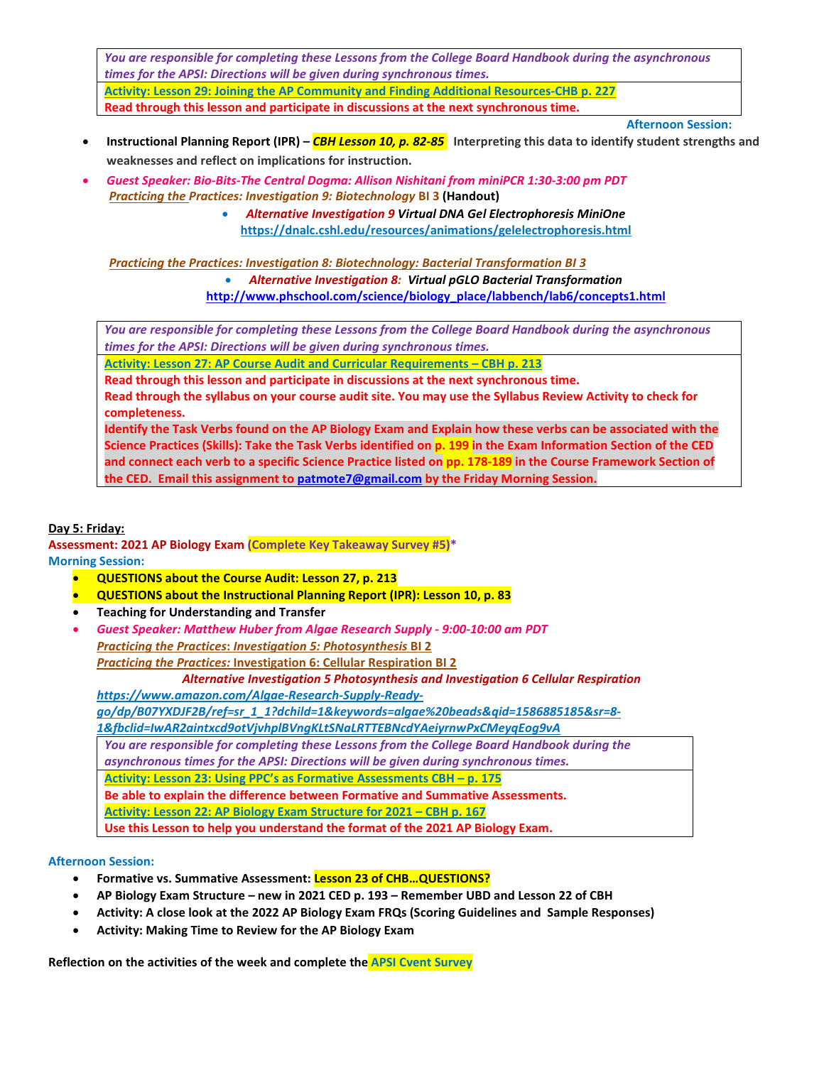| *You are responsible for completing these Lessons from the College Board Handbook during the asynchronous times for the APSI: Directions will be given during synchronous times.* |
| --- |
| **Activity: Lesson 29: Joining the AP Community and Finding Additional Resources-CHB p. 227**<br>**Read through this lesson and participate in discussions at the next synchronous time.** |

**Afternoon Session:**

- **Instructional Planning Report (IPR) – *CBH Lesson 10, p. 82-85*** **Interpreting this data to identify student strengths and weaknesses and reflect on implications for instruction.**
- ***Guest Speaker: Bio-Bits-The Central Dogma: Allison Nishitani from miniPCR 1:30-3:00 pm PDT***
  *Practicing the Practices: Investigation 9: Biotechnology* **BI 3** **(Handout)**
  - ***Alternative Investigation 9*** *Virtual DNA Gel Electrophoresis MiniOne* **https://dnalc.cshl.edu/resources/animations/gelelectrophoresis.html**

  *Practicing the Practices: Investigation 8: Biotechnology: Bacterial Transformation BI 3*
  - ***Alternative Investigation 8:*** *Virtual pGLO Bacterial Transformation* **http://www.phschool.com/science/biology_place/labbench/lab6/concepts1.html**

| *You are responsible for completing these Lessons from the College Board Handbook during the asynchronous times for the APSI: Directions will be given during synchronous times.* |
| --- |
| **Activity: Lesson 27: AP Course Audit and Curricular Requirements – CBH p. 213**<br>**Read through this lesson and participate in discussions at the next synchronous time.**<br>**Read through the syllabus on your course audit site. You may use the Syllabus Review Activity to check for completeness.**<br>**Identify the Task Verbs found on the AP Biology Exam and Explain how these verbs can be associated with the Science Practices (Skills): Take the Task Verbs identified on p. 199 in the Exam Information Section of the CED and connect each verb to a specific Science Practice listed on pp. 178-189 in the Course Framework Section of the CED. Email this assignment to patmote7@gmail.com by the Friday Morning Session.** |

**Day 5: Friday:**

**Assessment: 2021 AP Biology Exam (Complete Key Takeaway Survey #5)***

**Morning Session:**

- **QUESTIONS about the Course Audit: Lesson 27, p. 213**
- **QUESTIONS about the Instructional Planning Report (IPR): Lesson 10, p. 83**
- **Teaching for Understanding and Transfer**
- ***Guest Speaker: Matthew Huber from Algae Research Supply - 9:00-10:00 am PDT***
  *Practicing the Practices: Investigation 5: Photosynthesis* **BI 2**
  *Practicing the Practices:* **Investigation 6: Cellular Respiration BI 2**
  ***Alternative Investigation 5 Photosynthesis and Investigation 6 Cellular Respiration***
  ***https://www.amazon.com/Algae-Research-Supply-Ready-go/dp/B07YXDJF2B/ref=sr_1_1?dchild=1&keywords=algae%20beads&qid=1586885185&sr=8-1&fbclid=IwAR2aintxcd9otVjvhplBVngKLtSNaLRTTEBNcdYAeiyrnwPxCMeyqEog9vA***

| *You are responsible for completing these Lessons from the College Board Handbook during the asynchronous times for the APSI: Directions will be given during synchronous times.* |
| --- |
| **Activity: Lesson 23: Using PPC's as Formative Assessments CBH – p. 175**<br>**Be able to explain the difference between Formative and Summative Assessments.**<br>**Activity: Lesson 22: AP Biology Exam Structure for 2021 – CBH p. 167**<br>**Use this Lesson to help you understand the format of the 2021 AP Biology Exam.** |

**Afternoon Session:**

- **Formative vs. Summative Assessment: Lesson 23 of CHB…QUESTIONS?**
- **AP Biology Exam Structure – new in 2021 CED p. 193 – Remember UBD and Lesson 22 of CBH**
- **Activity: A close look at the 2022 AP Biology Exam FRQs (Scoring Guidelines and Sample Responses)**
- **Activity: Making Time to Review for the AP Biology Exam**

**Reflection on the activities of the week and complete the APSI Cvent Survey**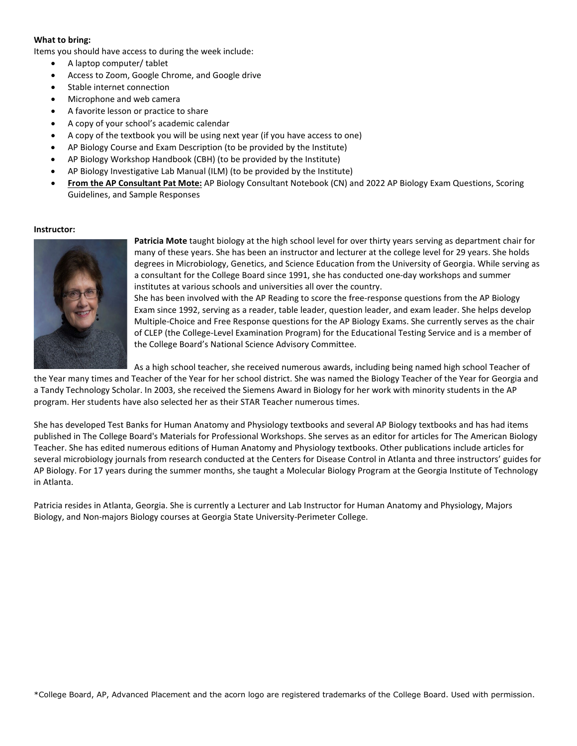**What to bring:**

Items you should have access to during the week include:

- A laptop computer/ tablet
- Access to Zoom, Google Chrome, and Google drive
- Stable internet connection
- Microphone and web camera
- A favorite lesson or practice to share
- A copy of your school's academic calendar
- A copy of the textbook you will be using next year (if you have access to one)
- AP Biology Course and Exam Description (to be provided by the Institute)
- AP Biology Workshop Handbook (CBH) (to be provided by the Institute)
- AP Biology Investigative Lab Manual (ILM) (to be provided by the Institute)
- **From the AP Consultant Pat Mote:** AP Biology Consultant Notebook (CN) and 2022 AP Biology Exam Questions, Scoring Guidelines, and Sample Responses

**Instructor:**

**Patricia Mote** taught biology at the high school level for over thirty years serving as department chair for many of these years. She has been an instructor and lecturer at the college level for 29 years. She holds degrees in Microbiology, Genetics, and Science Education from the University of Georgia. While serving as a consultant for the College Board since 1991, she has conducted one-day workshops and summer institutes at various schools and universities all over the country.

She has been involved with the AP Reading to score the free-response questions from the AP Biology Exam since 1992, serving as a reader, table leader, question leader, and exam leader. She helps develop Multiple-Choice and Free Response questions for the AP Biology Exams. She currently serves as the chair of CLEP (the College-Level Examination Program) for the Educational Testing Service and is a member of the College Board's National Science Advisory Committee.

As a high school teacher, she received numerous awards, including being named high school Teacher of the Year many times and Teacher of the Year for her school district. She was named the Biology Teacher of the Year for Georgia and a Tandy Technology Scholar. In 2003, she received the Siemens Award in Biology for her work with minority students in the AP program. Her students have also selected her as their STAR Teacher numerous times.

She has developed Test Banks for Human Anatomy and Physiology textbooks and several AP Biology textbooks and has had items published in The College Board's Materials for Professional Workshops. She serves as an editor for articles for The American Biology Teacher. She has edited numerous editions of Human Anatomy and Physiology textbooks. Other publications include articles for several microbiology journals from research conducted at the Centers for Disease Control in Atlanta and three instructors' guides for AP Biology. For 17 years during the summer months, she taught a Molecular Biology Program at the Georgia Institute of Technology in Atlanta.

Patricia resides in Atlanta, Georgia. She is currently a Lecturer and Lab Instructor for Human Anatomy and Physiology, Majors Biology, and Non-majors Biology courses at Georgia State University-Perimeter College.

*College Board, AP, Advanced Placement and the acorn logo are registered trademarks of the College Board. Used with permission.